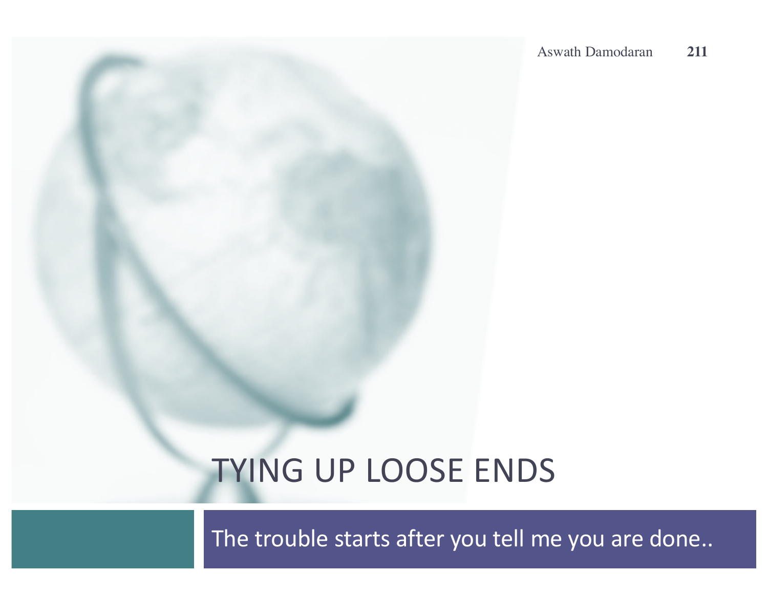# TYING UP LOOSE ENDS

The trouble starts after you tell me you are done..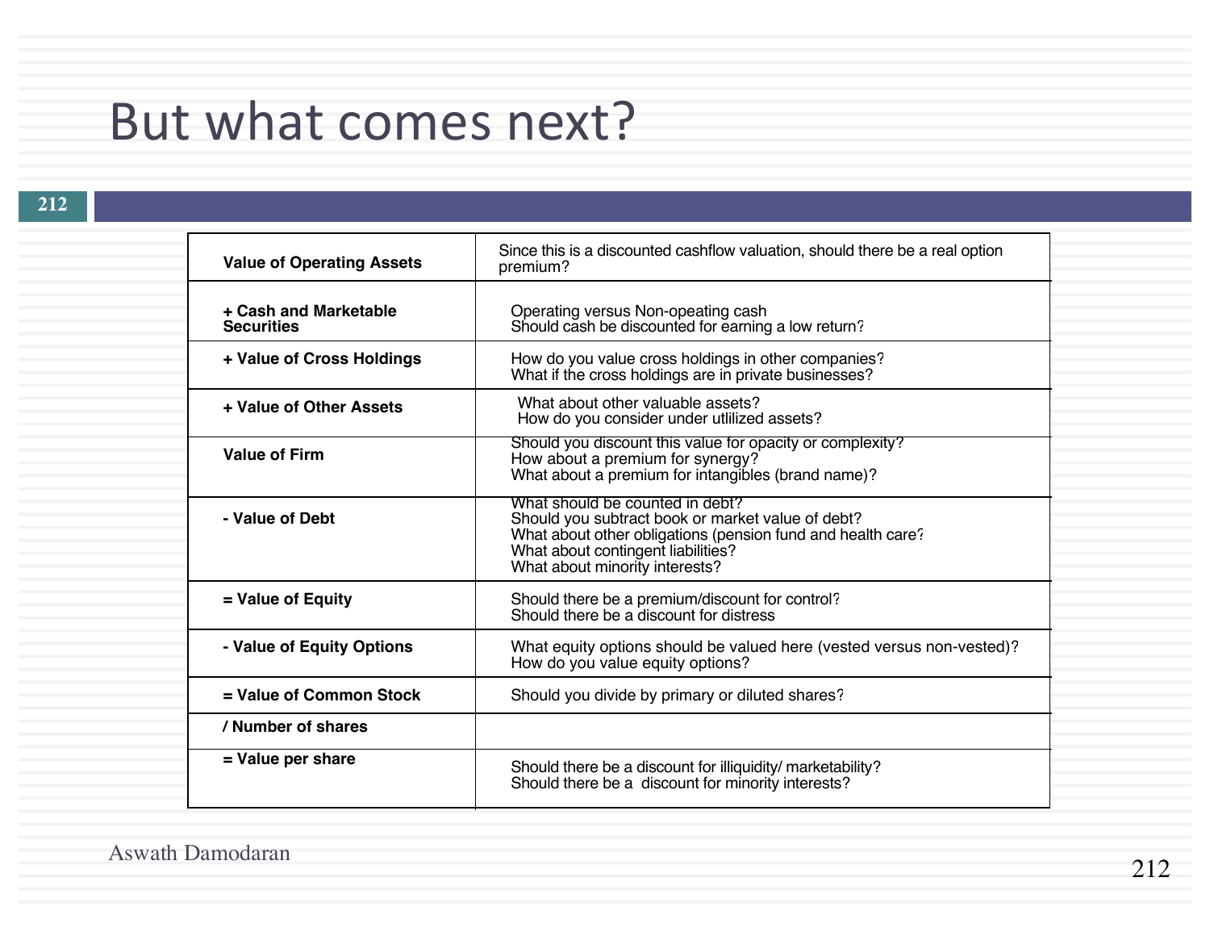# But what comes next?

| | |
|---|---|
| **Value of Operating Assets** | Since this is a discounted cashflow valuation, should there be a real option premium? |
| **+ Cash and Marketable Securities** | Operating versus Non-opeating cash<br>Should cash be discounted for earning a low return? |
| **+ Value of Cross Holdings** | How do you value cross holdings in other companies?<br>What if the cross holdings are in private businesses? |
| **+ Value of Other Assets** | What about other valuable assets?<br>How do you consider under utlilized assets? |
| **Value of Firm** | Should you discount this value for opacity or complexity?<br>How about a premium for synergy?<br>What about a premium for intangibles (brand name)? |
| **- Value of Debt** | What should be counted in debt?<br>Should you subtract book or market value of debt?<br>What about other obligations (pension fund and health care?<br>What about contingent liabilities?<br>What about minority interests? |
| **= Value of Equity** | Should there be a premium/discount for control?<br>Should there be a discount for distress |
| **- Value of Equity Options** | What equity options should be valued here (vested versus non-vested)?<br>How do you value equity options? |
| **= Value of Common Stock** | Should you divide by primary or diluted shares? |
| **/ Number of shares** | |
| **= Value per share** | Should there be a discount for illiquidity/ marketability?<br>Should there be a discount for minority interests? |

Aswath Damodaran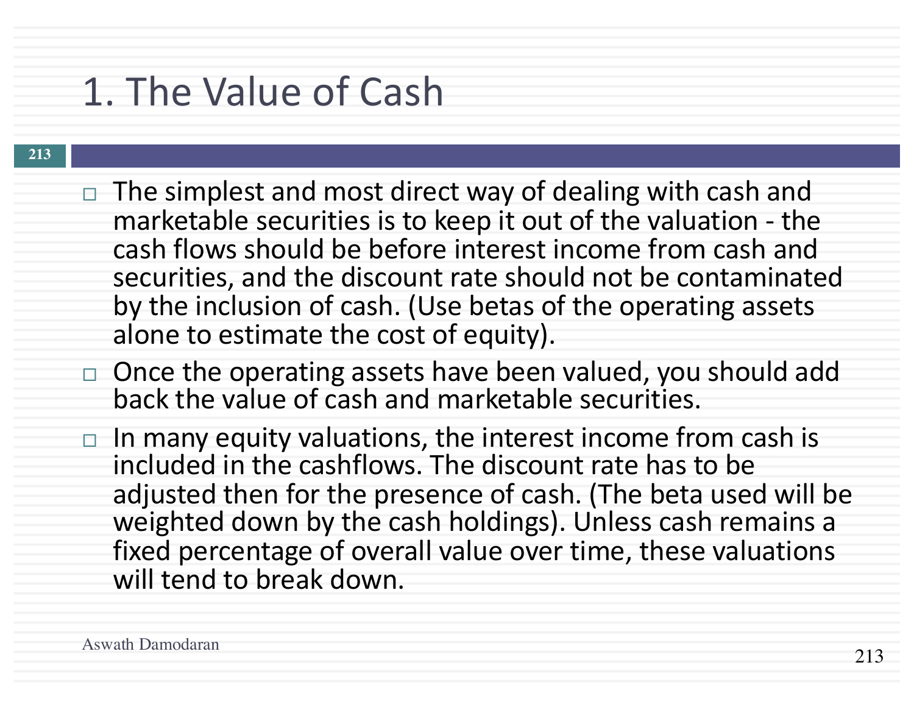# 1. The Value of Cash

- The simplest and most direct way of dealing with cash and marketable securities is to keep it out of the valuation - the cash flows should be before interest income from cash and securities, and the discount rate should not be contaminated by the inclusion of cash. (Use betas of the operating assets alone to estimate the cost of equity).
- Once the operating assets have been valued, you should add back the value of cash and marketable securities.
- In many equity valuations, the interest income from cash is included in the cashflows. The discount rate has to be adjusted then for the presence of cash. (The beta used will be weighted down by the cash holdings). Unless cash remains a fixed percentage of overall value over time, these valuations will tend to break down.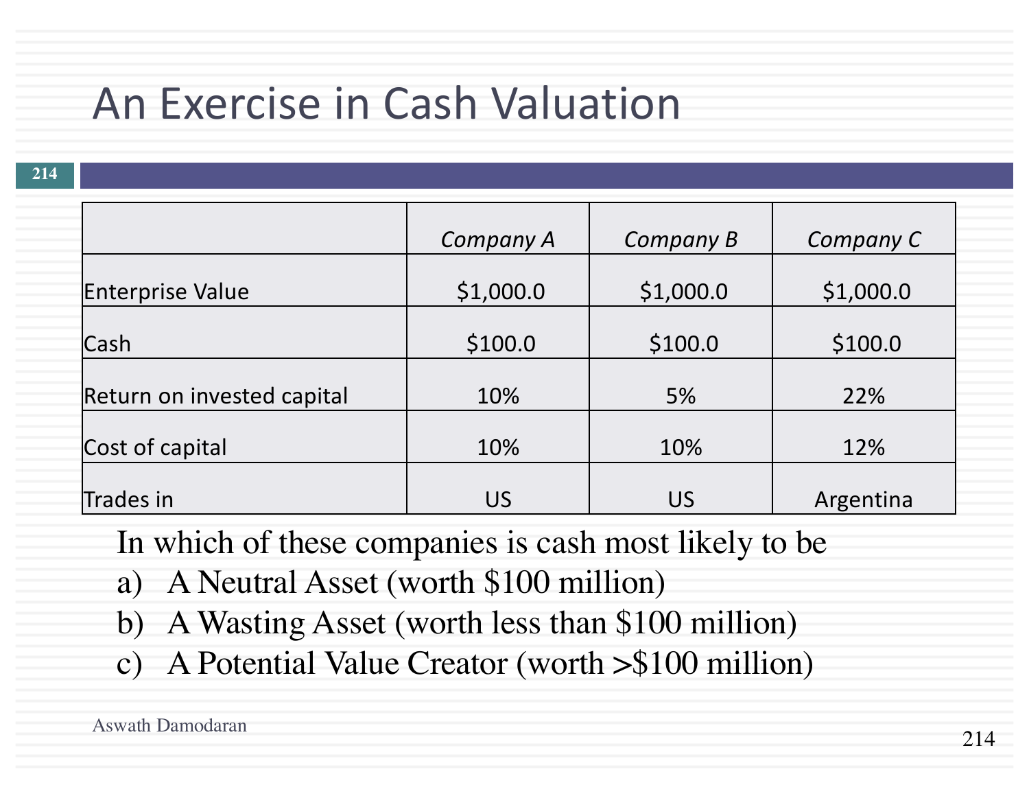# An Exercise in Cash Valuation

| | *Company A* | *Company B* | *Company C* |
|---|---|---|---|
| Enterprise Value | $1,000.0 | $1,000.0 | $1,000.0 |
| Cash | $100.0 | $100.0 | $100.0 |
| Return on invested capital | 10% | 5% | 22% |
| Cost of capital | 10% | 10% | 12% |
| Trades in | US | US | Argentina |

In which of these companies is cash most likely to be

a) A Neutral Asset (worth $100 million)
b) A Wasting Asset (worth less than $100 million)
c) A Potential Value Creator (worth >$100 million)

Aswath Damodaran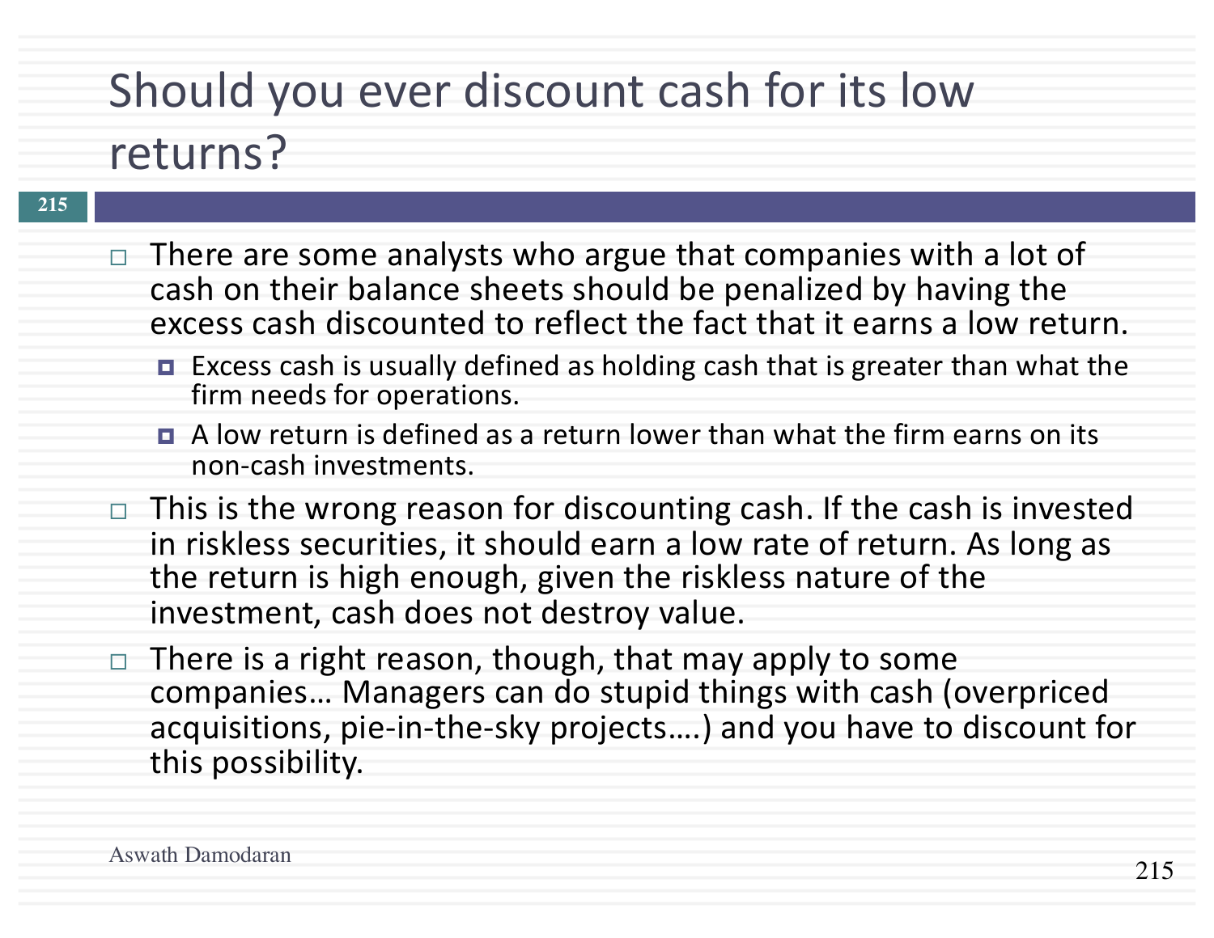# Should you ever discount cash for its low returns?

- There are some analysts who argue that companies with a lot of cash on their balance sheets should be penalized by having the excess cash discounted to reflect the fact that it earns a low return.
  - Excess cash is usually defined as holding cash that is greater than what the firm needs for operations.
  - A low return is defined as a return lower than what the firm earns on its non-cash investments.
- This is the wrong reason for discounting cash. If the cash is invested in riskless securities, it should earn a low rate of return. As long as the return is high enough, given the riskless nature of the investment, cash does not destroy value.
- There is a right reason, though, that may apply to some companies… Managers can do stupid things with cash (overpriced acquisitions, pie-in-the-sky projects….) and you have to discount for this possibility.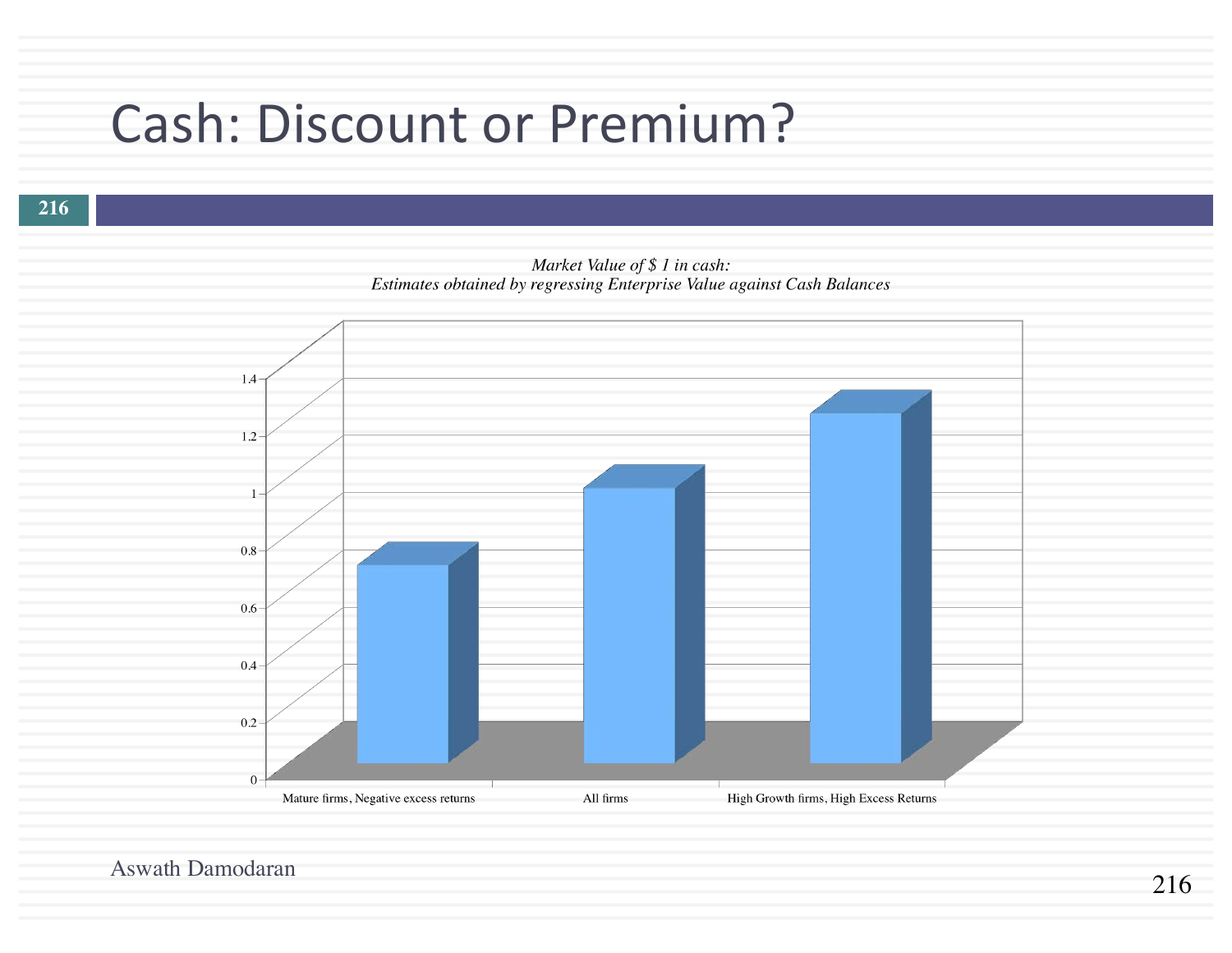# Cash: Discount or Premium?

*Market Value of $ 1 in cash:*
*Estimates obtained by regressing Enterprise Value against Cash Balances*

| Category | Market Value of $1 in cash (approx.) |
| --- | --- |
| Mature firms, Negative excess returns | 0.7 |
| All firms | 0.97 |
| High Growth firms, High Excess Returns | 1.23 |

Aswath Damodaran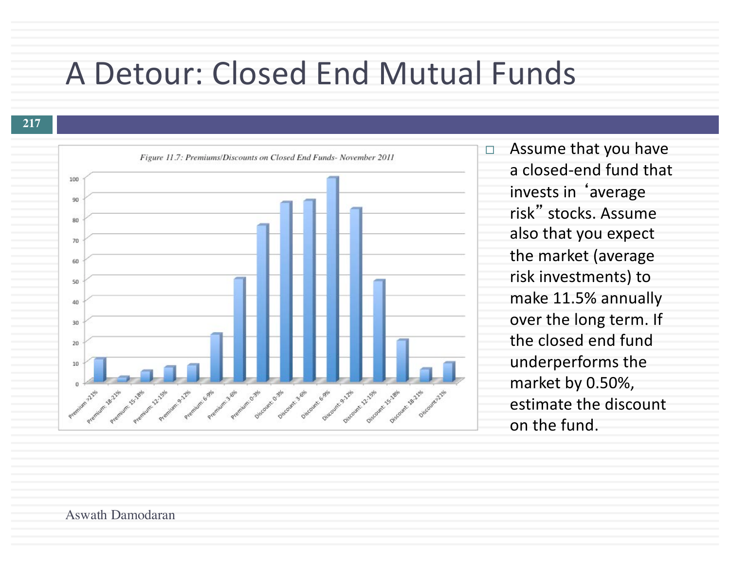# A Detour: Closed End Mutual Funds

*Figure 11.7: Premiums/Discounts on Closed End Funds- November 2011*

| Category | Number of funds (approx.) |
|---|---|
| Premium >21% | 11 |
| Premium: 18-21% | 2 |
| Premium: 15-18% | 5 |
| Premium: 12-15% | 7 |
| Premium: 9-12% | 8 |
| Premium: 6-9% | 23 |
| Premium: 3-6% | 50 |
| Premium: 0-3% | 76 |
| Discount: 0-3% | 87 |
| Discount: 3-6% | 88 |
| Discount: 6-9% | 99 |
| Discount: 9-12% | 84 |
| Discount: 12-15% | 49 |
| Discount: 15-18% | 20 |
| Discount: 18-21% | 6 |
| Discount>21% | 9 |

- Assume that you have a closed-end fund that invests in 'average risk" stocks. Assume also that you expect the market (average risk investments) to make 11.5% annually over the long term. If the closed end fund underperforms the market by 0.50%, estimate the discount on the fund.

Aswath Damodaran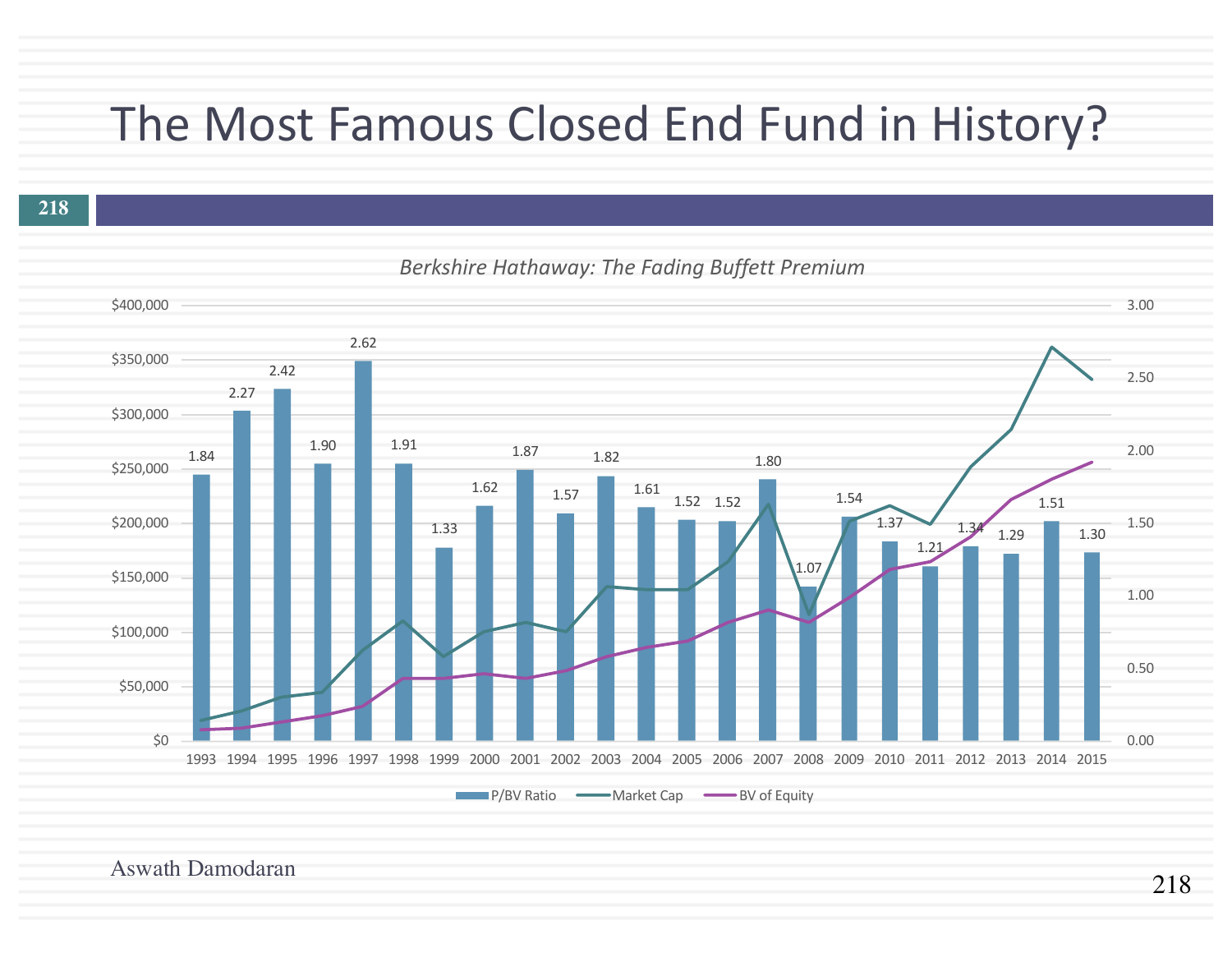# The Most Famous Closed End Fund in History?

*Berkshire Hathaway: The Fading Buffett Premium*

| Year | P/BV Ratio |
|---|---|
| 1993 | 1.84 |
| 1994 | 2.27 |
| 1995 | 2.42 |
| 1996 | 1.90 |
| 1997 | 2.62 |
| 1998 | 1.91 |
| 1999 | 1.33 |
| 2000 | 1.62 |
| 2001 | 1.87 |
| 2002 | 1.57 |
| 2003 | 1.82 |
| 2004 | 1.61 |
| 2005 | 1.52 |
| 2006 | 1.52 |
| 2007 | 1.80 |
| 2008 | 1.07 |
| 2009 | 1.54 |
| 2010 | 1.37 |
| 2011 | 1.21 |
| 2012 | 1.34 |
| 2013 | 1.29 |
| 2014 | 1.51 |
| 2015 | 1.30 |

Legend: P/BV Ratio, Market Cap, BV of Equity

Left axis: $0 – $400,000; Right axis: 0.00 – 3.00

Aswath Damodaran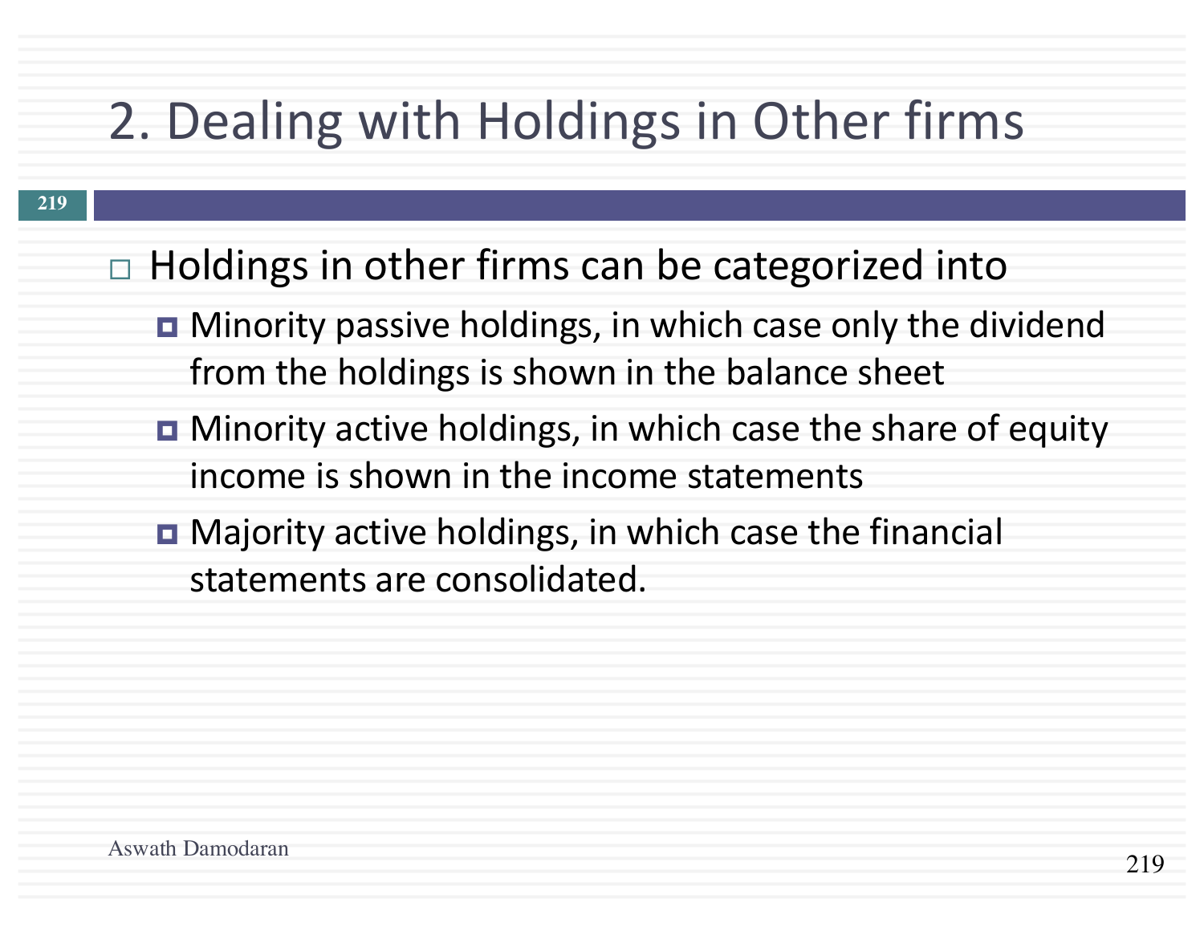# 2. Dealing with Holdings in Other firms

- Holdings in other firms can be categorized into
  - Minority passive holdings, in which case only the dividend from the holdings is shown in the balance sheet
  - Minority active holdings, in which case the share of equity income is shown in the income statements
  - Majority active holdings, in which case the financial statements are consolidated.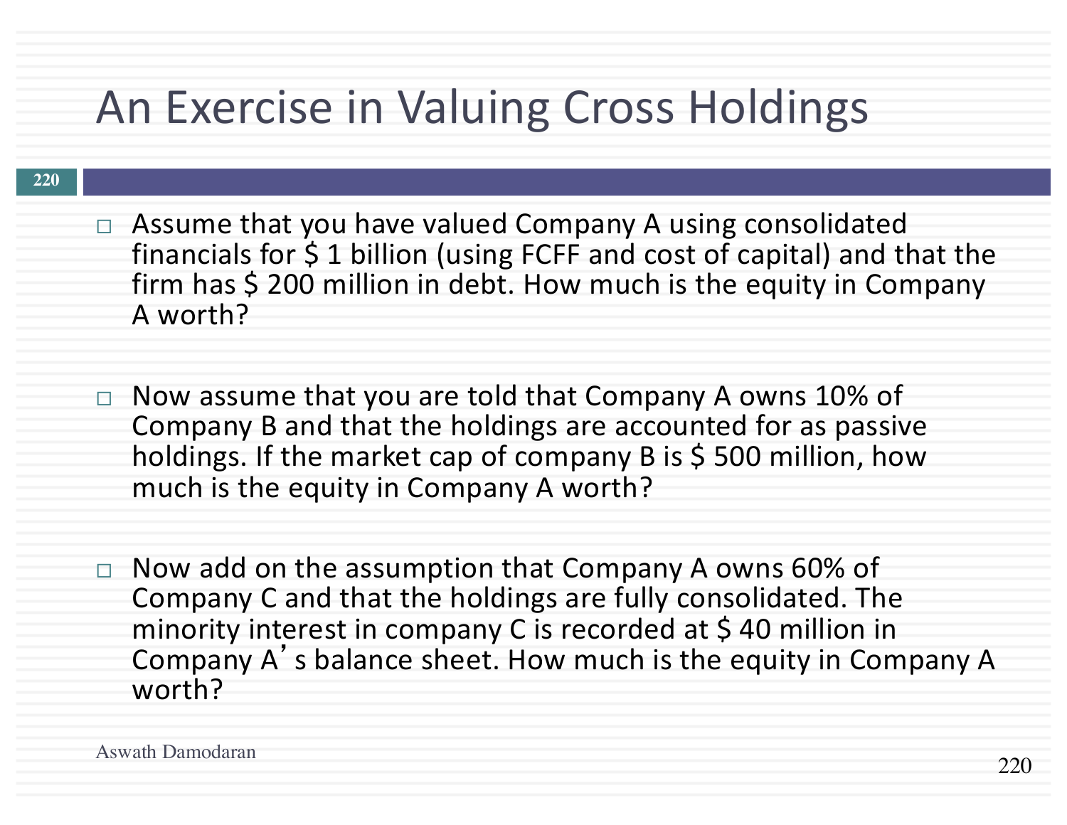# An Exercise in Valuing Cross Holdings

- Assume that you have valued Company A using consolidated financials for $ 1 billion (using FCFF and cost of capital) and that the firm has $ 200 million in debt. How much is the equity in Company A worth?

- Now assume that you are told that Company A owns 10% of Company B and that the holdings are accounted for as passive holdings. If the market cap of company B is $ 500 million, how much is the equity in Company A worth?

- Now add on the assumption that Company A owns 60% of Company C and that the holdings are fully consolidated. The minority interest in company C is recorded at $ 40 million in Company A's balance sheet. How much is the equity in Company A worth?

Aswath Damodaran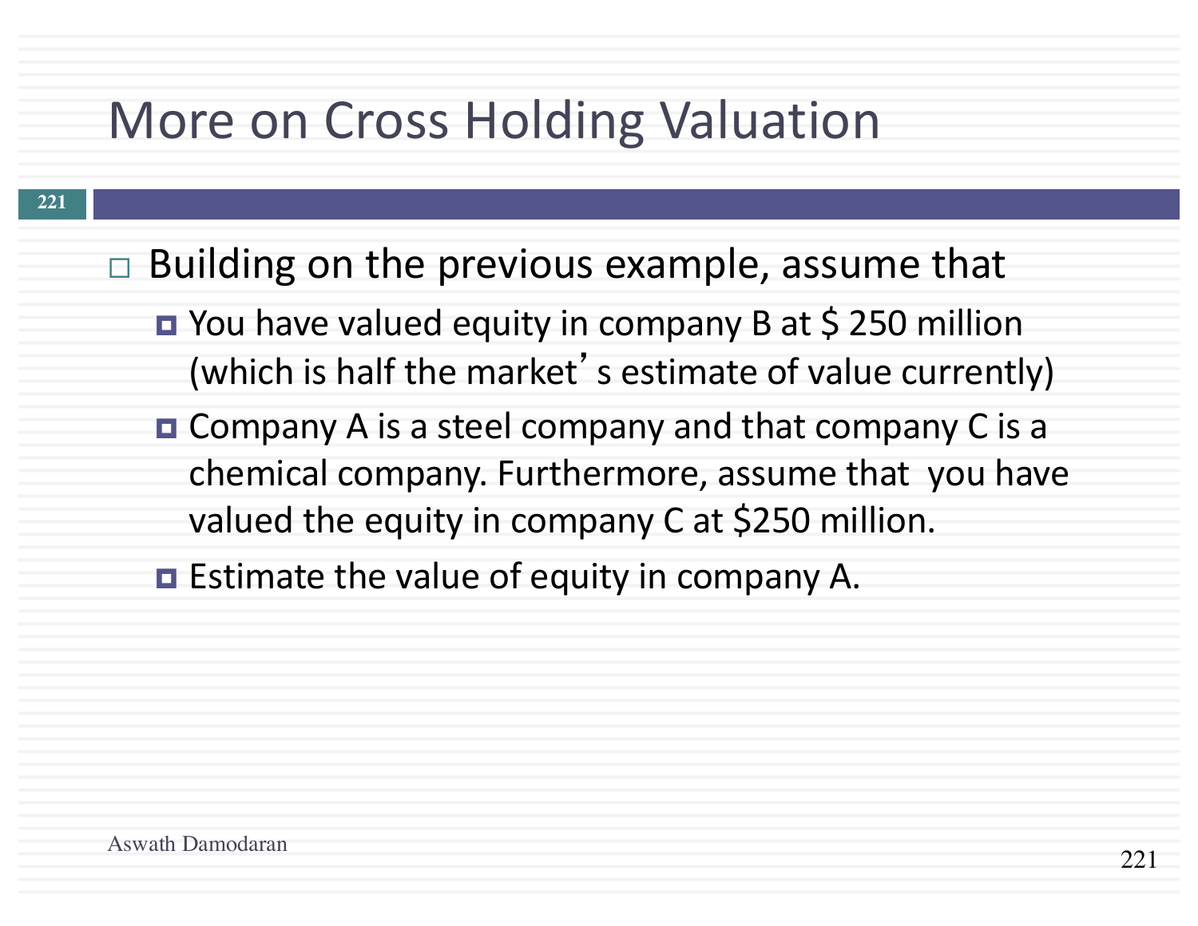# More on Cross Holding Valuation

- Building on the previous example, assume that
  - You have valued equity in company B at $ 250 million (which is half the market's estimate of value currently)
  - Company A is a steel company and that company C is a chemical company. Furthermore, assume that you have valued the equity in company C at $250 million.
  - Estimate the value of equity in company A.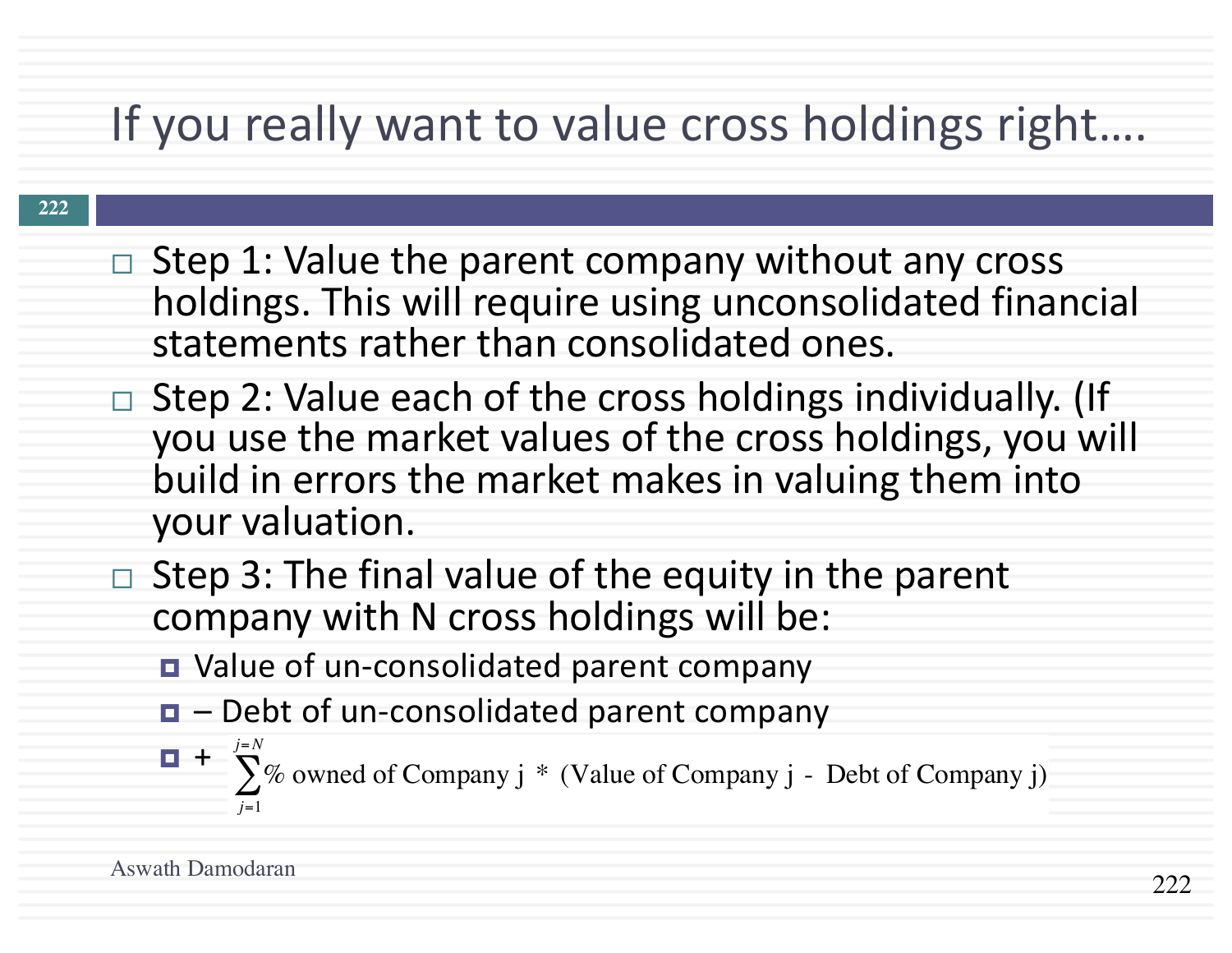# If you really want to value cross holdings right….

- Step 1: Value the parent company without any cross holdings. This will require using unconsolidated financial statements rather than consolidated ones.
- Step 2: Value each of the cross holdings individually. (If you use the market values of the cross holdings, you will build in errors the market makes in valuing them into your valuation.
- Step 3: The final value of the equity in the parent company with N cross holdings will be:
  - Value of un-consolidated parent company
  - – Debt of un-consolidated parent company
  - + $\sum_{j=1}^{j=N} \text{\% owned of Company j} * (\text{Value of Company j} - \text{Debt of Company j})$

Aswath Damodaran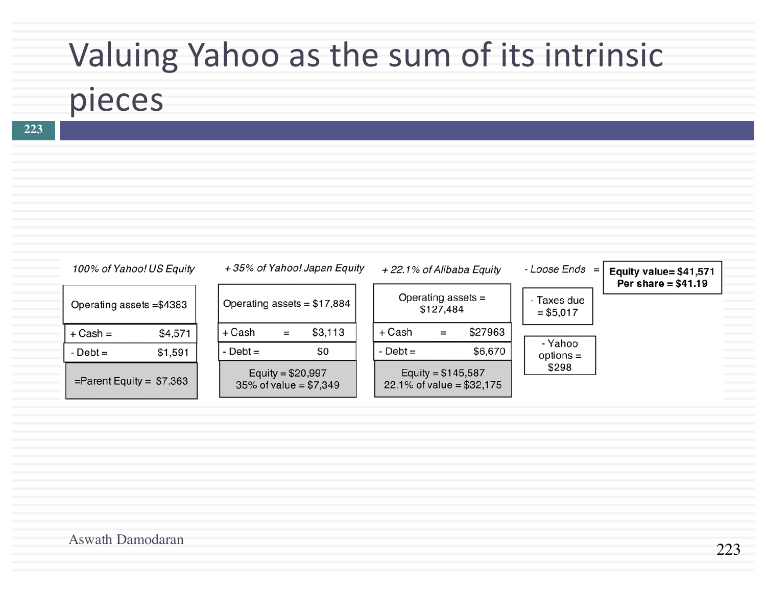# Valuing Yahoo as the sum of its intrinsic pieces

| *100% of Yahoo! US Equity* | *+ 35% of Yahoo! Japan Equity* | *+ 22.1% of Alibaba Equity* | *- Loose Ends* | = **Equity value= $41,571 Per share = $41.19** |
|---|---|---|---|---|
| Operating assets =$4383 | Operating assets = $17,884 | Operating assets = $127,484 | - Taxes due = $5,017 | |
| + Cash = $4,571 | + Cash = $3,113 | + Cash = $27963 | - Yahoo options = $298 | |
| - Debt = $1,591 | - Debt = $0 | - Debt = $6,670 | | |
| =Parent Equity = $7,363 | Equity = $20,997<br>35% of value = $7,349 | Equity = $145,587<br>22.1% of value = $32,175 | | |

Aswath Damodaran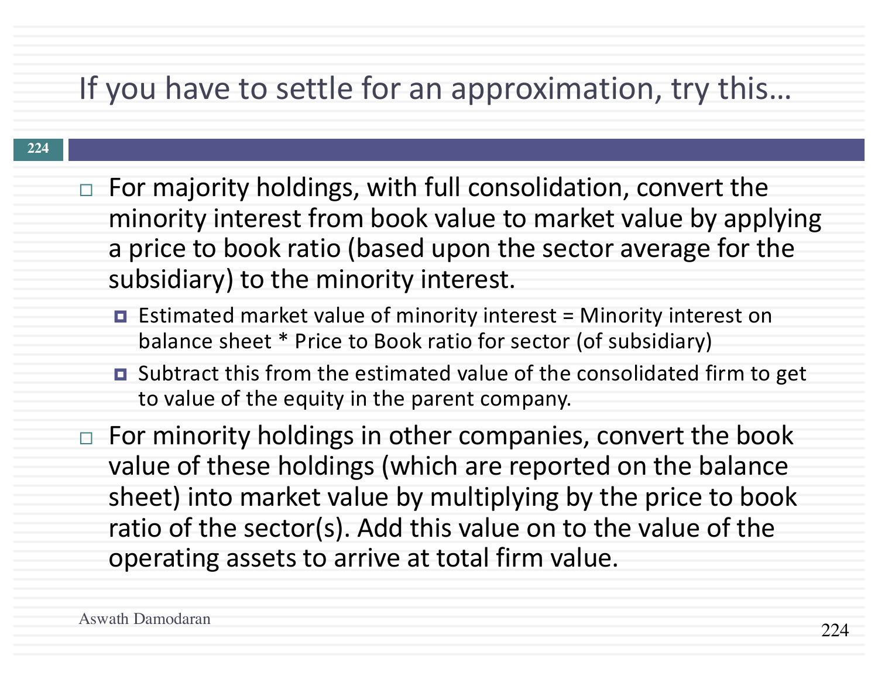# If you have to settle for an approximation, try this…

- For majority holdings, with full consolidation, convert the minority interest from book value to market value by applying a price to book ratio (based upon the sector average for the subsidiary) to the minority interest.
  - Estimated market value of minority interest = Minority interest on balance sheet * Price to Book ratio for sector (of subsidiary)
  - Subtract this from the estimated value of the consolidated firm to get to value of the equity in the parent company.
- For minority holdings in other companies, convert the book value of these holdings (which are reported on the balance sheet) into market value by multiplying by the price to book ratio of the sector(s). Add this value on to the value of the operating assets to arrive at total firm value.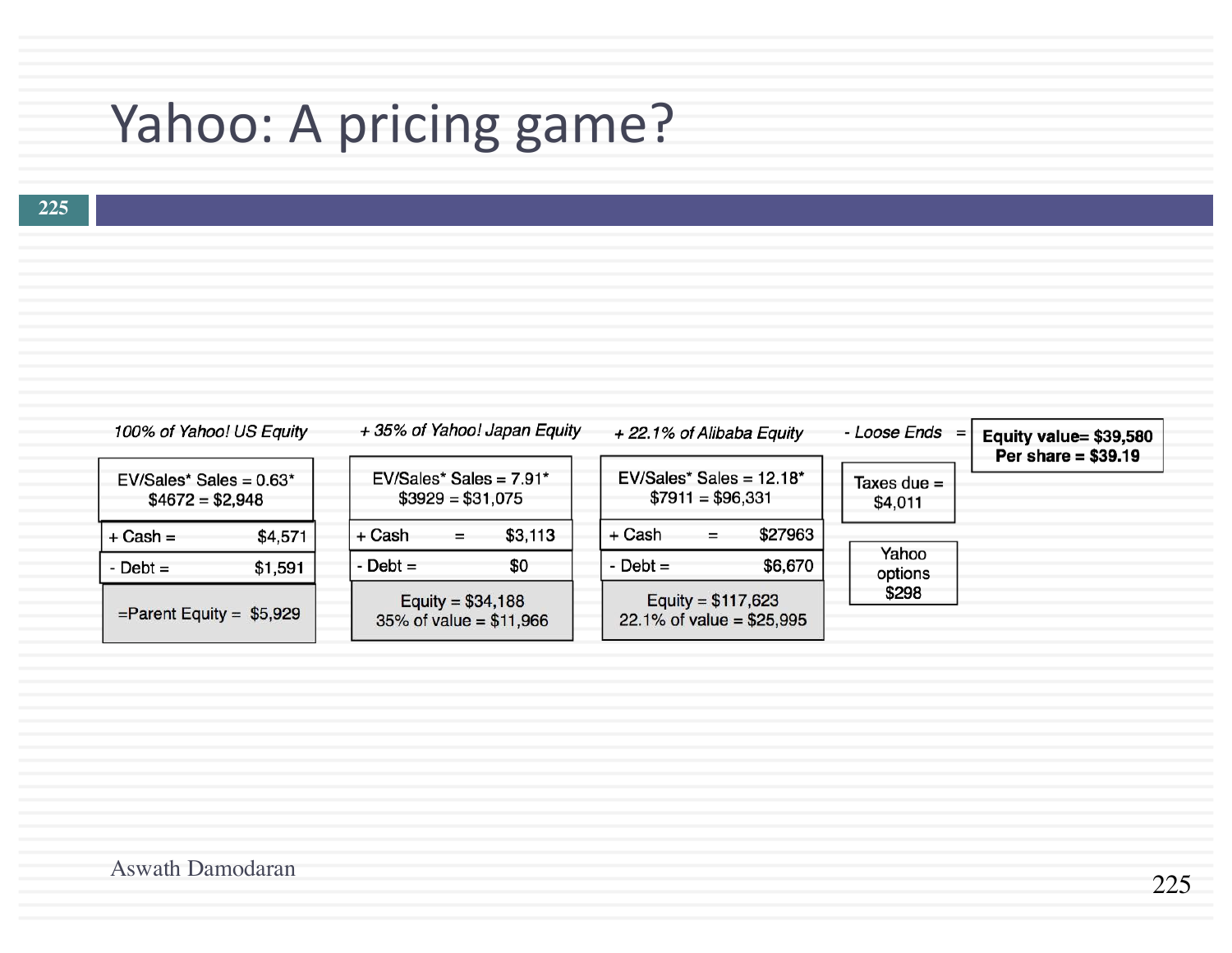# Yahoo: A pricing game?

| *100% of Yahoo! US Equity* | *+ 35% of Yahoo! Japan Equity* | *+ 22.1% of Alibaba Equity* | *- Loose Ends* | = **Equity value= $39,580** **Per share = $39.19** |
|---|---|---|---|---|
| EV/Sales* Sales = 0.63* $4672 = $2,948 | EV/Sales* Sales = 7.91* $3929 = $31,075 | EV/Sales* Sales = 12.18* $7911 = $96,331 | Taxes due = $4,011 | |
| + Cash = $4,571 | + Cash = $3,113 | + Cash = $27963 | Yahoo options $298 | |
| - Debt = $1,591 | - Debt = $0 | - Debt = $6,670 | | |
| =Parent Equity = $5,929 | Equity = $34,188 35% of value = $11,966 | Equity = $117,623 22.1% of value = $25,995 | | |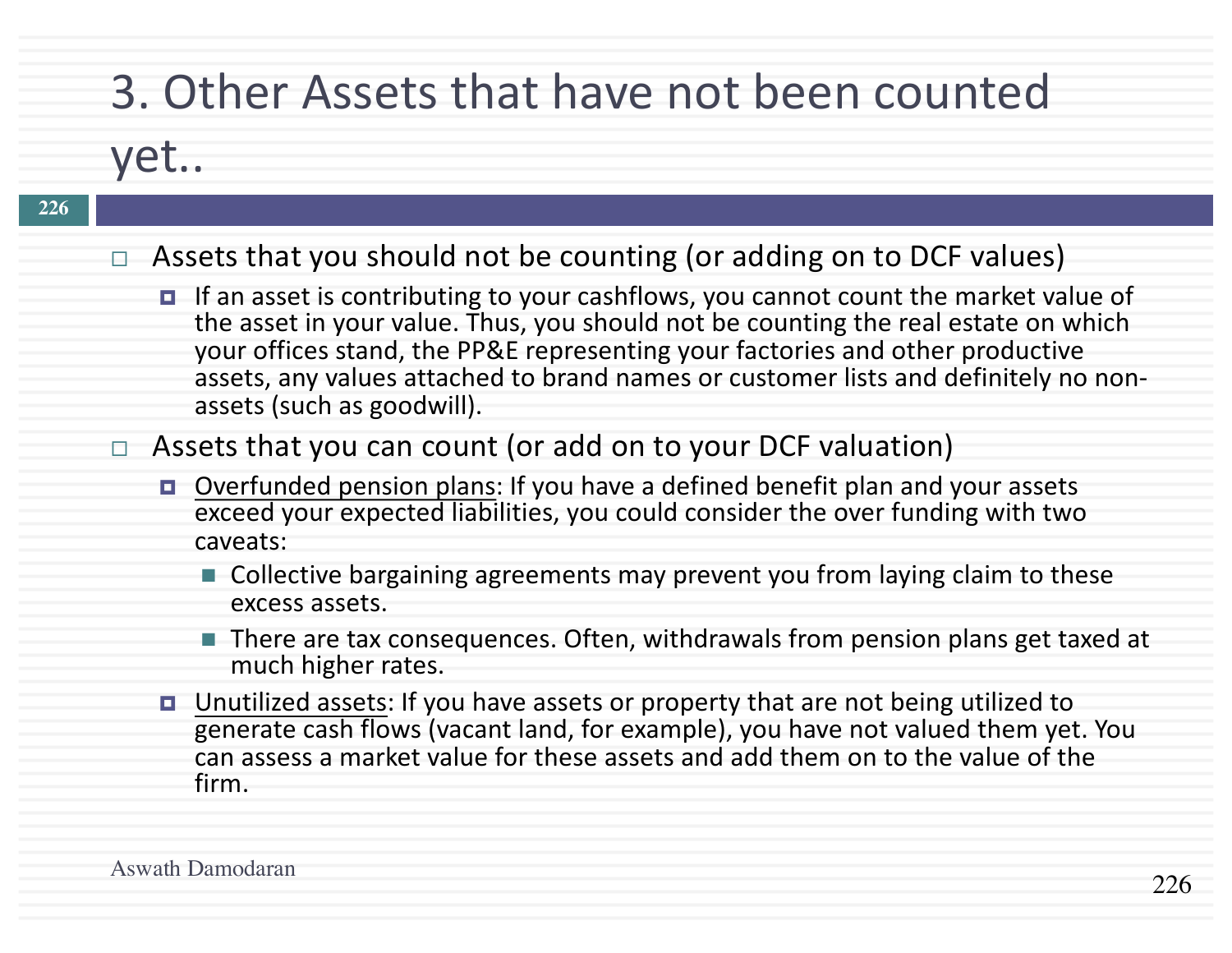# 3. Other Assets that have not been counted yet..

- Assets that you should not be counting (or adding on to DCF values)
  - If an asset is contributing to your cashflows, you cannot count the market value of the asset in your value. Thus, you should not be counting the real estate on which your offices stand, the PP&E representing your factories and other productive assets, any values attached to brand names or customer lists and definitely no non-assets (such as goodwill).
- Assets that you can count (or add on to your DCF valuation)
  - Overfunded pension plans: If you have a defined benefit plan and your assets exceed your expected liabilities, you could consider the over funding with two caveats:
    - Collective bargaining agreements may prevent you from laying claim to these excess assets.
    - There are tax consequences. Often, withdrawals from pension plans get taxed at much higher rates.
  - Unutilized assets: If you have assets or property that are not being utilized to generate cash flows (vacant land, for example), you have not valued them yet. You can assess a market value for these assets and add them on to the value of the firm.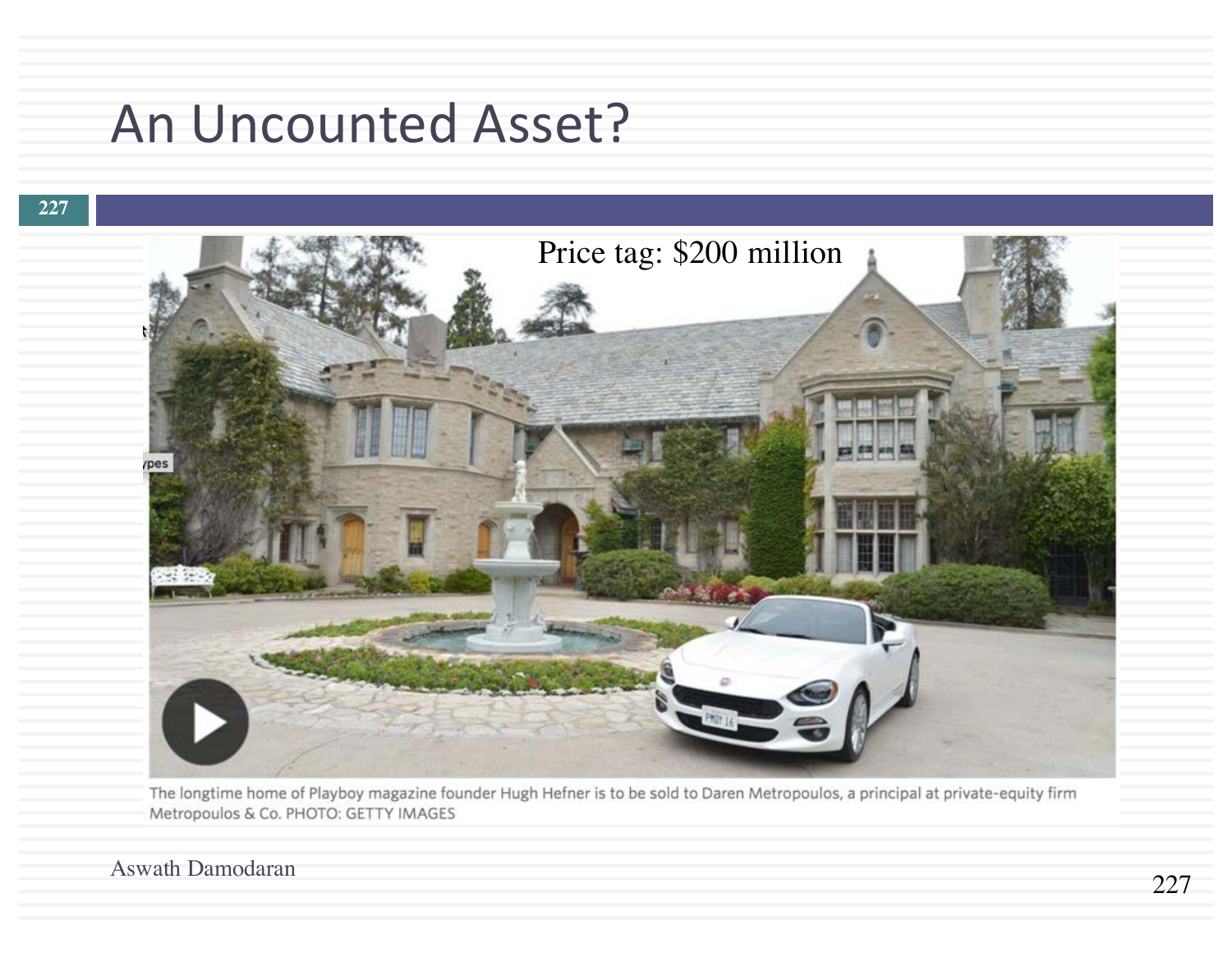# An Uncounted Asset?

Price tag: $200 million

The longtime home of Playboy magazine founder Hugh Hefner is to be sold to Daren Metropoulos, a principal at private-equity firm Metropoulos & Co. PHOTO: GETTY IMAGES

Aswath Damodaran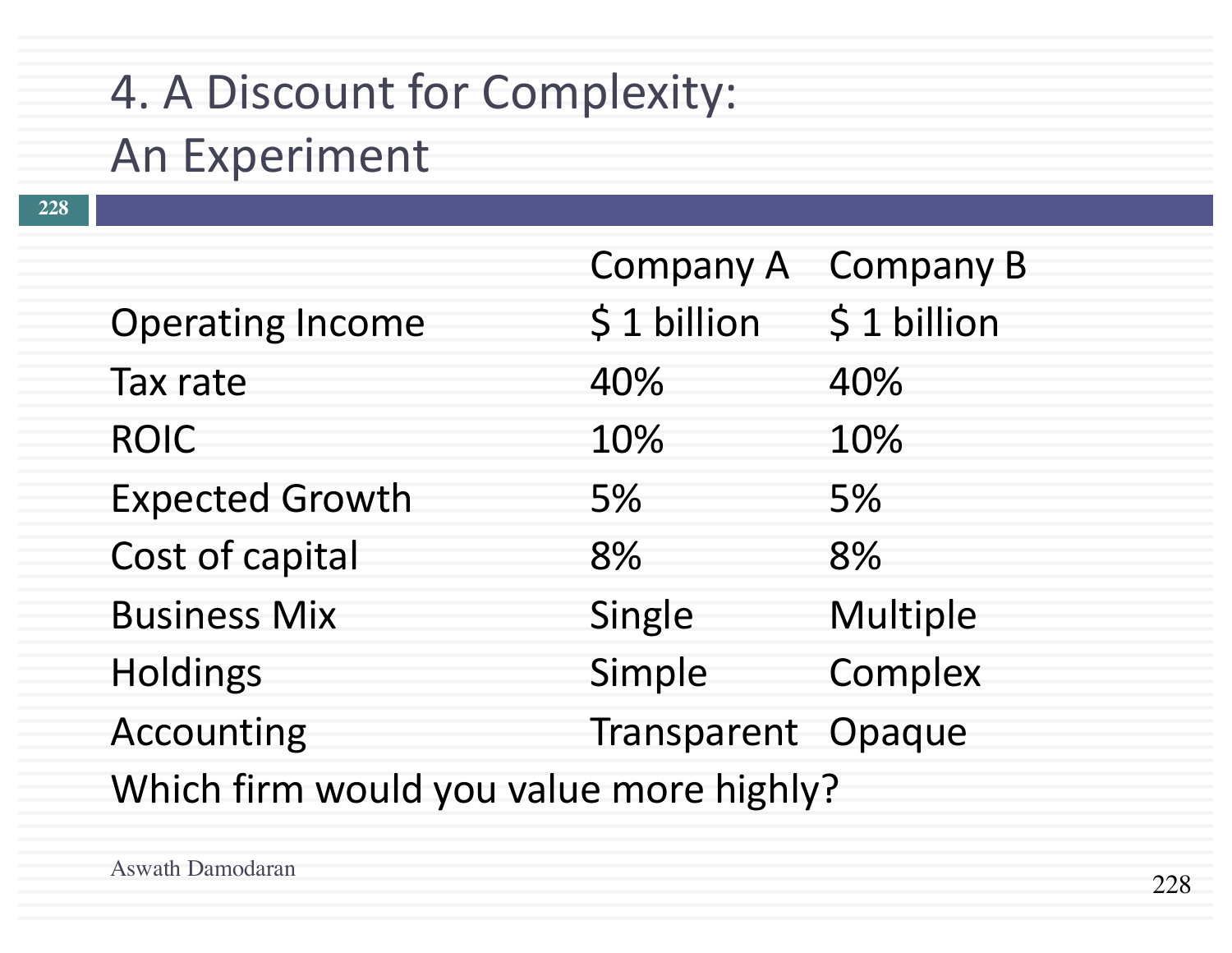# 4. A Discount for Complexity: An Experiment

| | Company A | Company B |
|---|---|---|
| Operating Income | $ 1 billion | $ 1 billion |
| Tax rate | 40% | 40% |
| ROIC | 10% | 10% |
| Expected Growth | 5% | 5% |
| Cost of capital | 8% | 8% |
| Business Mix | Single | Multiple |
| Holdings | Simple | Complex |
| Accounting | Transparent | Opaque |

Which firm would you value more highly?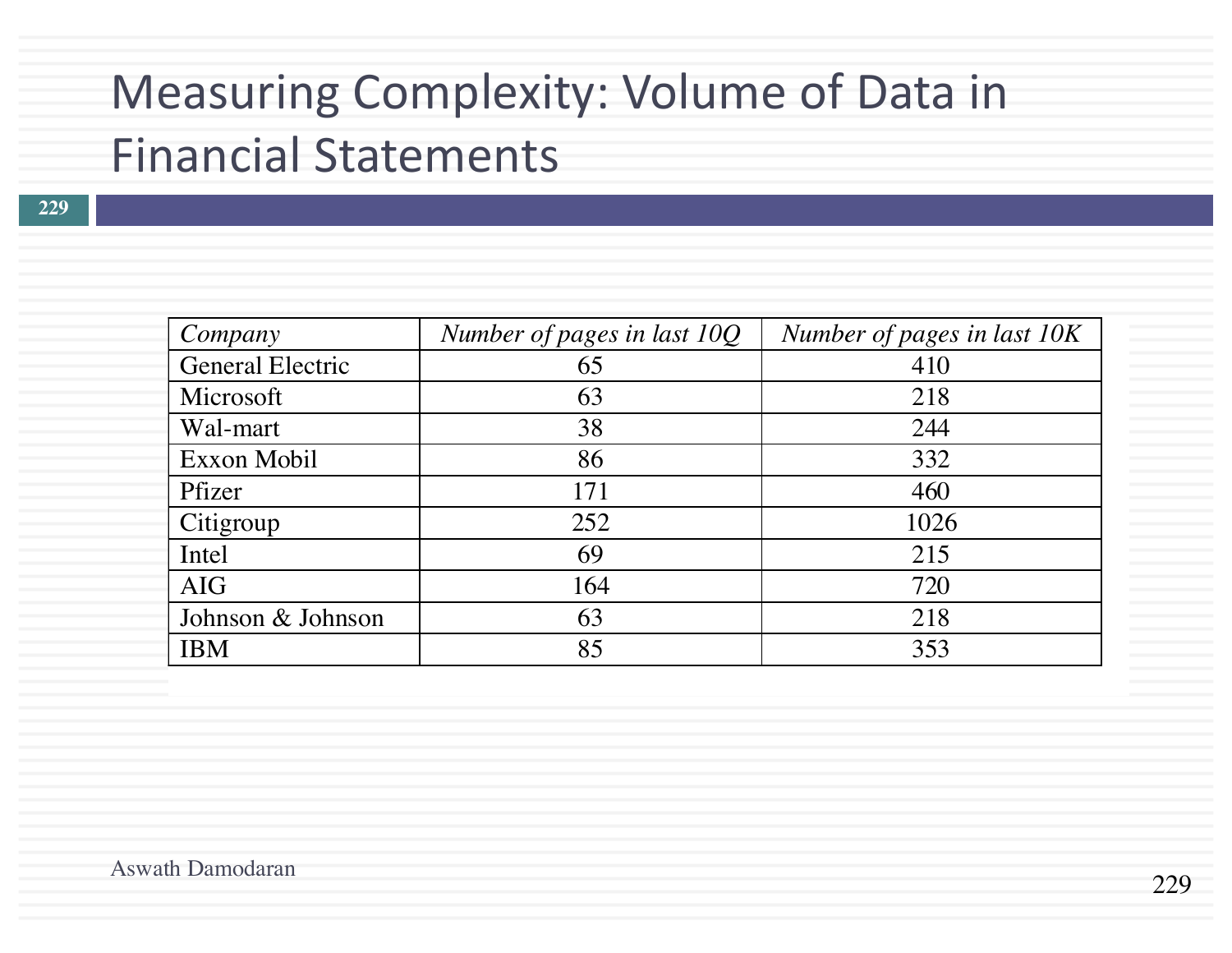# Measuring Complexity: Volume of Data in Financial Statements

| *Company* | *Number of pages in last 10Q* | *Number of pages in last 10K* |
| --- | --- | --- |
| General Electric | 65 | 410 |
| Microsoft | 63 | 218 |
| Wal-mart | 38 | 244 |
| Exxon Mobil | 86 | 332 |
| Pfizer | 171 | 460 |
| Citigroup | 252 | 1026 |
| Intel | 69 | 215 |
| AIG | 164 | 720 |
| Johnson & Johnson | 63 | 218 |
| IBM | 85 | 353 |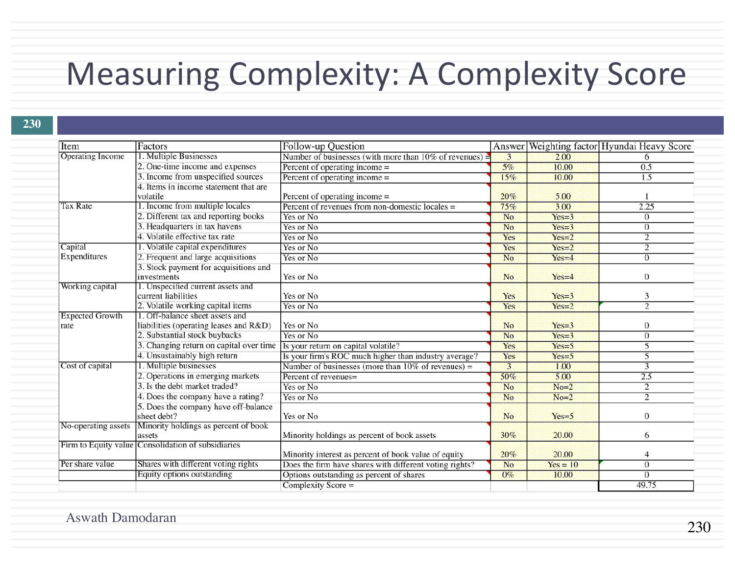# Measuring Complexity: A Complexity Score

| Item | Factors | Follow-up Question | Answer | Weighting factor | Hyundai Heavy Score |
|---|---|---|---|---|---|
| Operating Income | 1. Multiple Businesses | Number of businesses (with more than 10% of revenues) = | 3 | 2.00 | 6 |
| | 2. One-time income and expenses | Percent of operating income = | 5% | 10.00 | 0.5 |
| | 3. Income from unspecified sources | Percent of operating income = | 15% | 10.00 | 1.5 |
| | 4. Items in income statement that are volatile | Percent of operating income = | 20% | 5.00 | 1 |
| Tax Rate | 1. Income from multiple locales | Percent of revenues from non-domestic locales = | 75% | 3.00 | 2.25 |
| | 2. Different tax and reporting books | Yes or No | No | Yes=3 | 0 |
| | 3. Headquarters in tax havens | Yes or No | No | Yes=3 | 0 |
| | 4. Volatile effective tax rate | Yes or No | Yes | Yes=2 | 2 |
| Capital Expenditures | 1. Volatile capital expenditures | Yes or No | Yes | Yes=2 | 2 |
| | 2. Frequent and large acquisitions | Yes or No | No | Yes=4 | 0 |
| | 3. Stock payment for acquisitions and investments | Yes or No | No | Yes=4 | 0 |
| Working capital | 1. Unspecified current assets and current liabilities | Yes or No | Yes | Yes=3 | 3 |
| | 2. Volatile working capital items | Yes or No | Yes | Yes=2 | 2 |
| Expected Growth rate | 1. Off-balance sheet assets and liabilities (operating leases and R&D) | Yes or No | No | Yes=3 | 0 |
| | 2. Substantial stock buybacks | Yes or No | No | Yes=3 | 0 |
| | 3. Changing return on capital over time | Is your return on capital volatile? | Yes | Yes=5 | 5 |
| | 4. Unsustainably high return | Is your firm's ROC much higher than industry average? | Yes | Yes=5 | 5 |
| Cost of capital | 1. Multiple businesses | Number of businesses (more than 10% of revenues) = | 3 | 1.00 | 3 |
| | 2. Operations in emerging markets | Percent of revenues= | 50% | 5.00 | 2.5 |
| | 3. Is the debt market traded? | Yes or No | No | No=2 | 2 |
| | 4. Does the company have a rating? | Yes or No | No | No=2 | 2 |
| | 5. Does the company have off-balance sheet debt? | Yes or No | No | Yes=5 | 0 |
| No-operating assets | Minority holdings as percent of book assets | Minority holdings as percent of book assets | 30% | 20.00 | 6 |
| Firm to Equity value | Consolidation of subsidiaries | Minority interest as percent of book value of equity | 20% | 20.00 | 4 |
| Per share value | Shares with different voting rights | Does the firm have shares with different voting rights? | No | Yes = 10 | 0 |
| | Equity options outstanding | Options outstanding as percent of shares | 0% | 10.00 | 0 |
| | | Complexity Score = | | | 49.75 |

Aswath Damodaran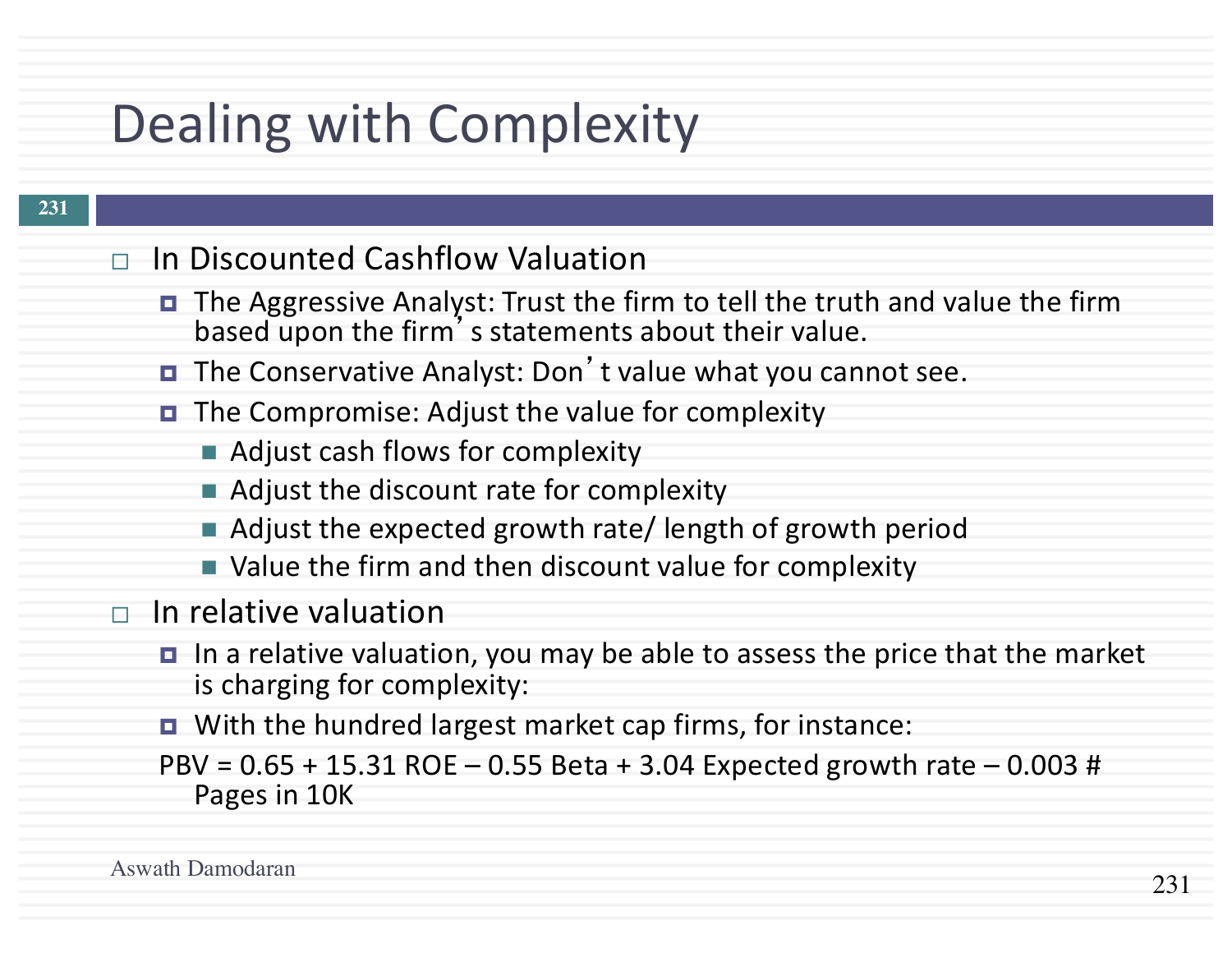# Dealing with Complexity

- In Discounted Cashflow Valuation
  - The Aggressive Analyst: Trust the firm to tell the truth and value the firm based upon the firm's statements about their value.
  - The Conservative Analyst: Don't value what you cannot see.
  - The Compromise: Adjust the value for complexity
    - Adjust cash flows for complexity
    - Adjust the discount rate for complexity
    - Adjust the expected growth rate/ length of growth period
    - Value the firm and then discount value for complexity
- In relative valuation
  - In a relative valuation, you may be able to assess the price that the market is charging for complexity:
  - With the hundred largest market cap firms, for instance:

PBV = 0.65 + 15.31 ROE – 0.55 Beta + 3.04 Expected growth rate – 0.003 # Pages in 10K

Aswath Damodaran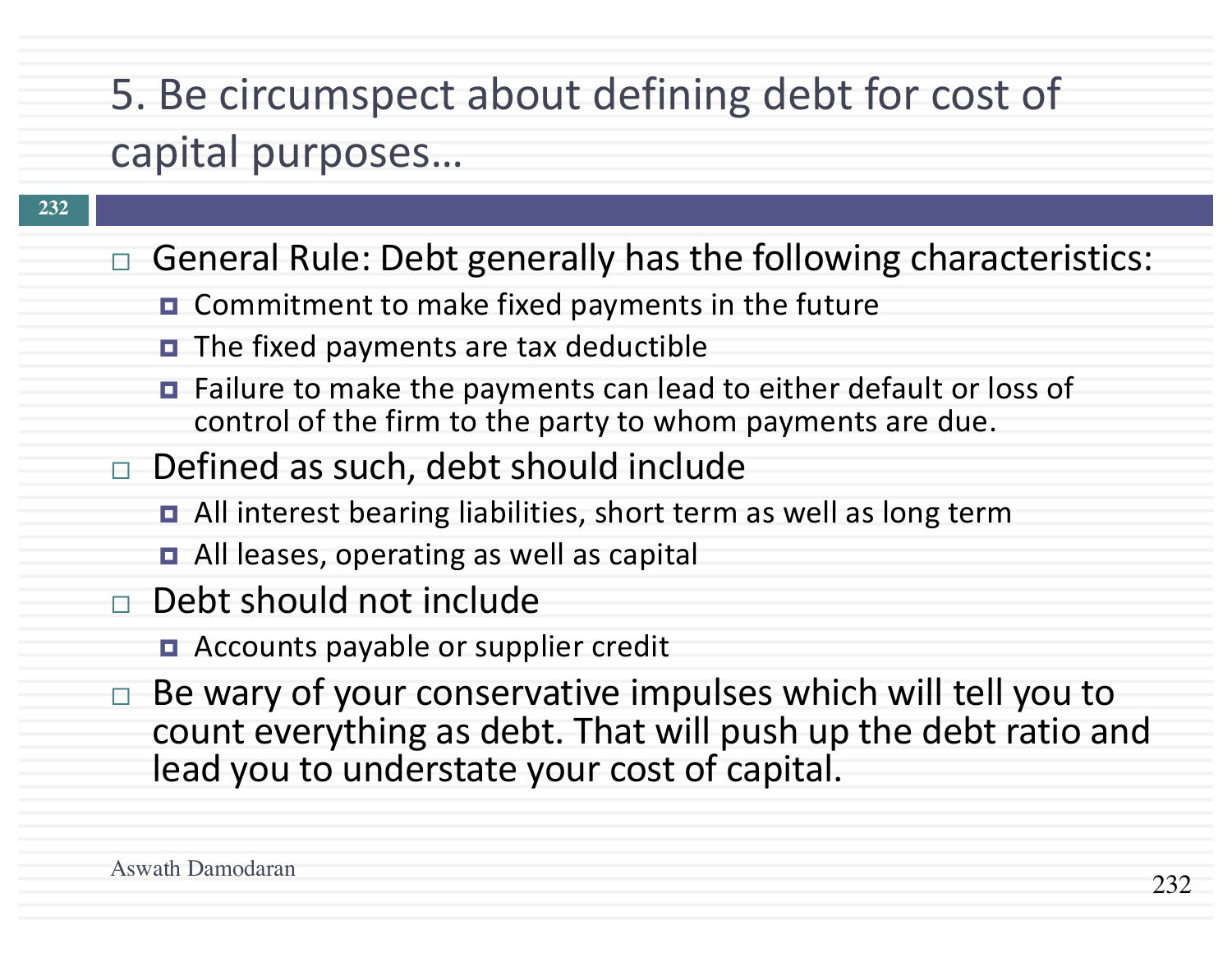# 5. Be circumspect about defining debt for cost of capital purposes…

- General Rule: Debt generally has the following characteristics:
  - Commitment to make fixed payments in the future
  - The fixed payments are tax deductible
  - Failure to make the payments can lead to either default or loss of control of the firm to the party to whom payments are due.
- Defined as such, debt should include
  - All interest bearing liabilities, short term as well as long term
  - All leases, operating as well as capital
- Debt should not include
  - Accounts payable or supplier credit
- Be wary of your conservative impulses which will tell you to count everything as debt. That will push up the debt ratio and lead you to understate your cost of capital.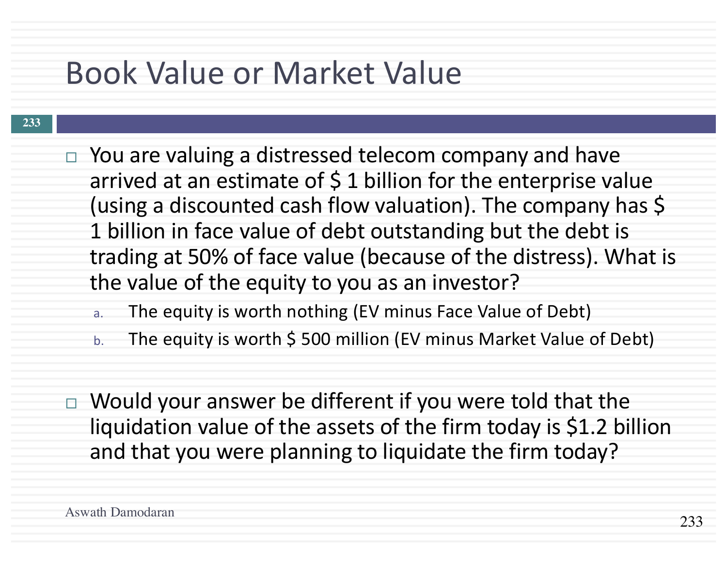# Book Value or Market Value

- You are valuing a distressed telecom company and have arrived at an estimate of $ 1 billion for the enterprise value (using a discounted cash flow valuation). The company has $ 1 billion in face value of debt outstanding but the debt is trading at 50% of face value (because of the distress). What is the value of the equity to you as an investor?
  a. The equity is worth nothing (EV minus Face Value of Debt)
  b. The equity is worth $ 500 million (EV minus Market Value of Debt)

- Would your answer be different if you were told that the liquidation value of the assets of the firm today is $1.2 billion and that you were planning to liquidate the firm today?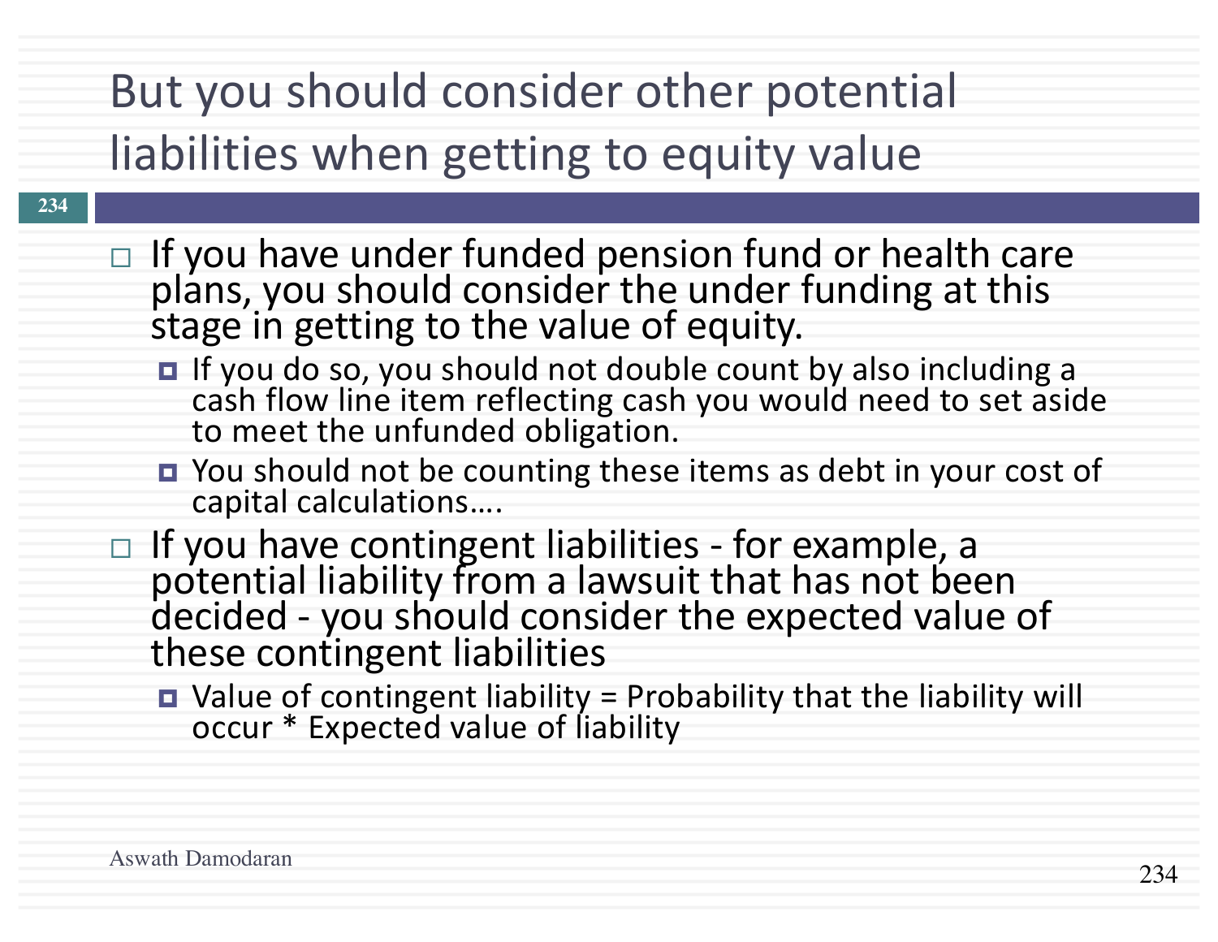# But you should consider other potential liabilities when getting to equity value

- If you have under funded pension fund or health care plans, you should consider the under funding at this stage in getting to the value of equity.
  - If you do so, you should not double count by also including a cash flow line item reflecting cash you would need to set aside to meet the unfunded obligation.
  - You should not be counting these items as debt in your cost of capital calculations….
- If you have contingent liabilities - for example, a potential liability from a lawsuit that has not been decided - you should consider the expected value of these contingent liabilities
  - Value of contingent liability = Probability that the liability will occur * Expected value of liability